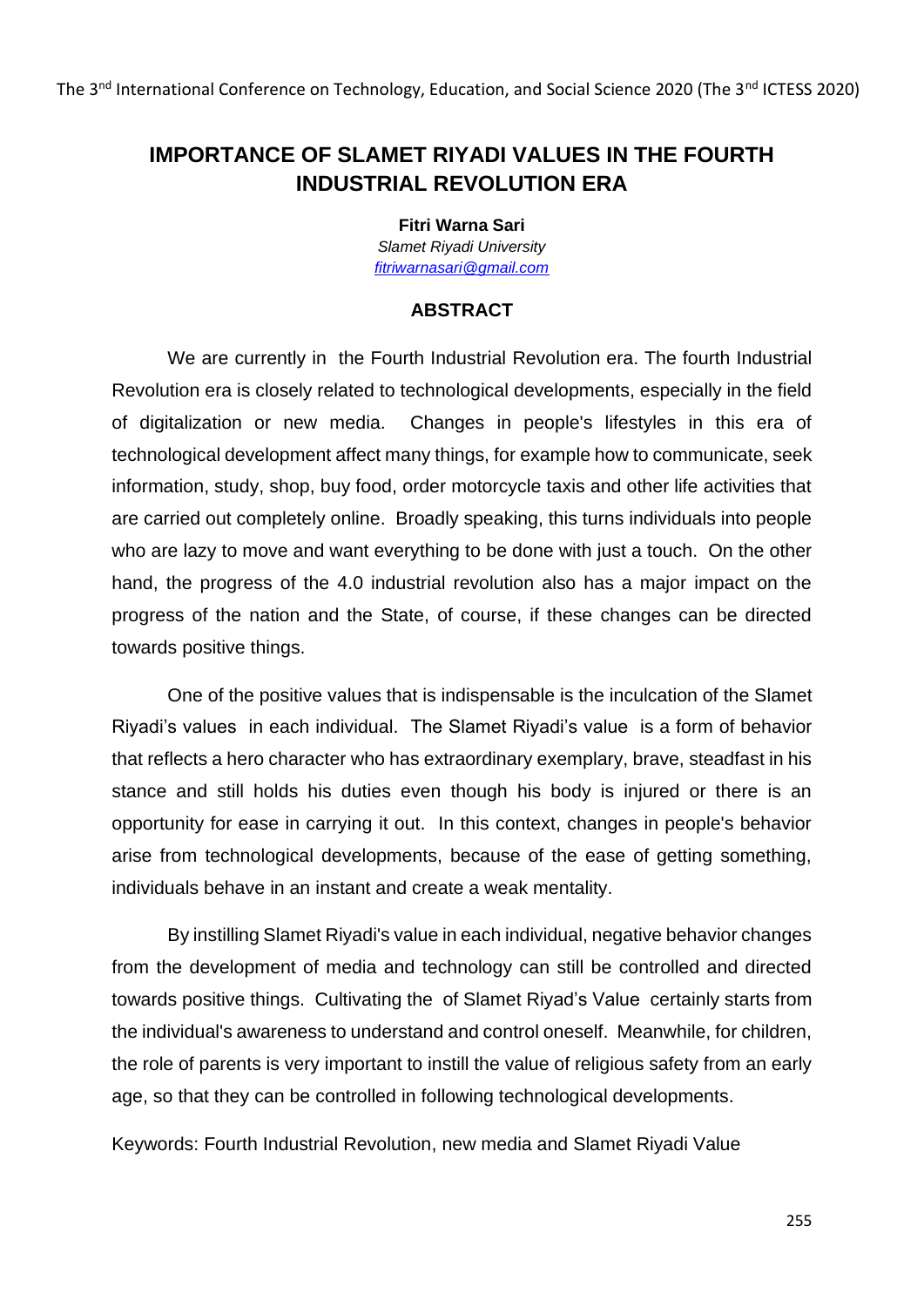# IMPORTANCE OF SLAMET RIYADI VALUES IN THE FOURTH INDUSTRIAL REVOLUTION ERA

**Fitri Warna Sari**
*Slamet Riyadi University*
*fitriwarnasari@gmail.com*

## ABSTRACT

We are currently in the Fourth Industrial Revolution era. The fourth Industrial Revolution era is closely related to technological developments, especially in the field of digitalization or new media. Changes in people's lifestyles in this era of technological development affect many things, for example how to communicate, seek information, study, shop, buy food, order motorcycle taxis and other life activities that are carried out completely online. Broadly speaking, this turns individuals into people who are lazy to move and want everything to be done with just a touch. On the other hand, the progress of the 4.0 industrial revolution also has a major impact on the progress of the nation and the State, of course, if these changes can be directed towards positive things.

One of the positive values that is indispensable is the inculcation of the Slamet Riyadi's values in each individual. The Slamet Riyadi's value is a form of behavior that reflects a hero character who has extraordinary exemplary, brave, steadfast in his stance and still holds his duties even though his body is injured or there is an opportunity for ease in carrying it out. In this context, changes in people's behavior arise from technological developments, because of the ease of getting something, individuals behave in an instant and create a weak mentality.

By instilling Slamet Riyadi's value in each individual, negative behavior changes from the development of media and technology can still be controlled and directed towards positive things. Cultivating the of Slamet Riyad's Value certainly starts from the individual's awareness to understand and control oneself. Meanwhile, for children, the role of parents is very important to instill the value of religious safety from an early age, so that they can be controlled in following technological developments.

Keywords: Fourth Industrial Revolution, new media and Slamet Riyadi Value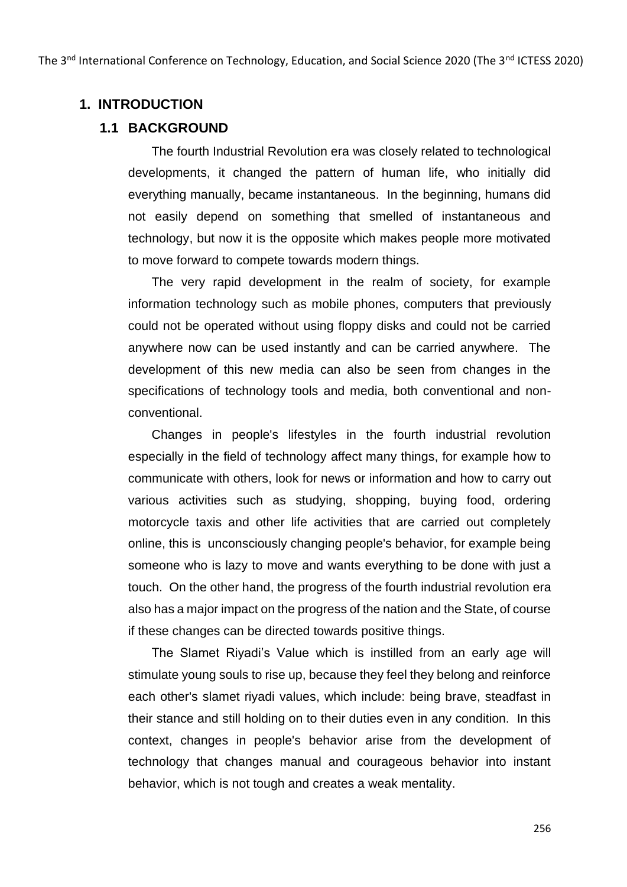# 1. INTRODUCTION

## 1.1 BACKGROUND

The fourth Industrial Revolution era was closely related to technological developments, it changed the pattern of human life, who initially did everything manually, became instantaneous. In the beginning, humans did not easily depend on something that smelled of instantaneous and technology, but now it is the opposite which makes people more motivated to move forward to compete towards modern things.

The very rapid development in the realm of society, for example information technology such as mobile phones, computers that previously could not be operated without using floppy disks and could not be carried anywhere now can be used instantly and can be carried anywhere. The development of this new media can also be seen from changes in the specifications of technology tools and media, both conventional and non-conventional.

Changes in people's lifestyles in the fourth industrial revolution especially in the field of technology affect many things, for example how to communicate with others, look for news or information and how to carry out various activities such as studying, shopping, buying food, ordering motorcycle taxis and other life activities that are carried out completely online, this is unconsciously changing people's behavior, for example being someone who is lazy to move and wants everything to be done with just a touch. On the other hand, the progress of the fourth industrial revolution era also has a major impact on the progress of the nation and the State, of course if these changes can be directed towards positive things.

The Slamet Riyadi's Value which is instilled from an early age will stimulate young souls to rise up, because they feel they belong and reinforce each other's slamet riyadi values, which include: being brave, steadfast in their stance and still holding on to their duties even in any condition. In this context, changes in people's behavior arise from the development of technology that changes manual and courageous behavior into instant behavior, which is not tough and creates a weak mentality.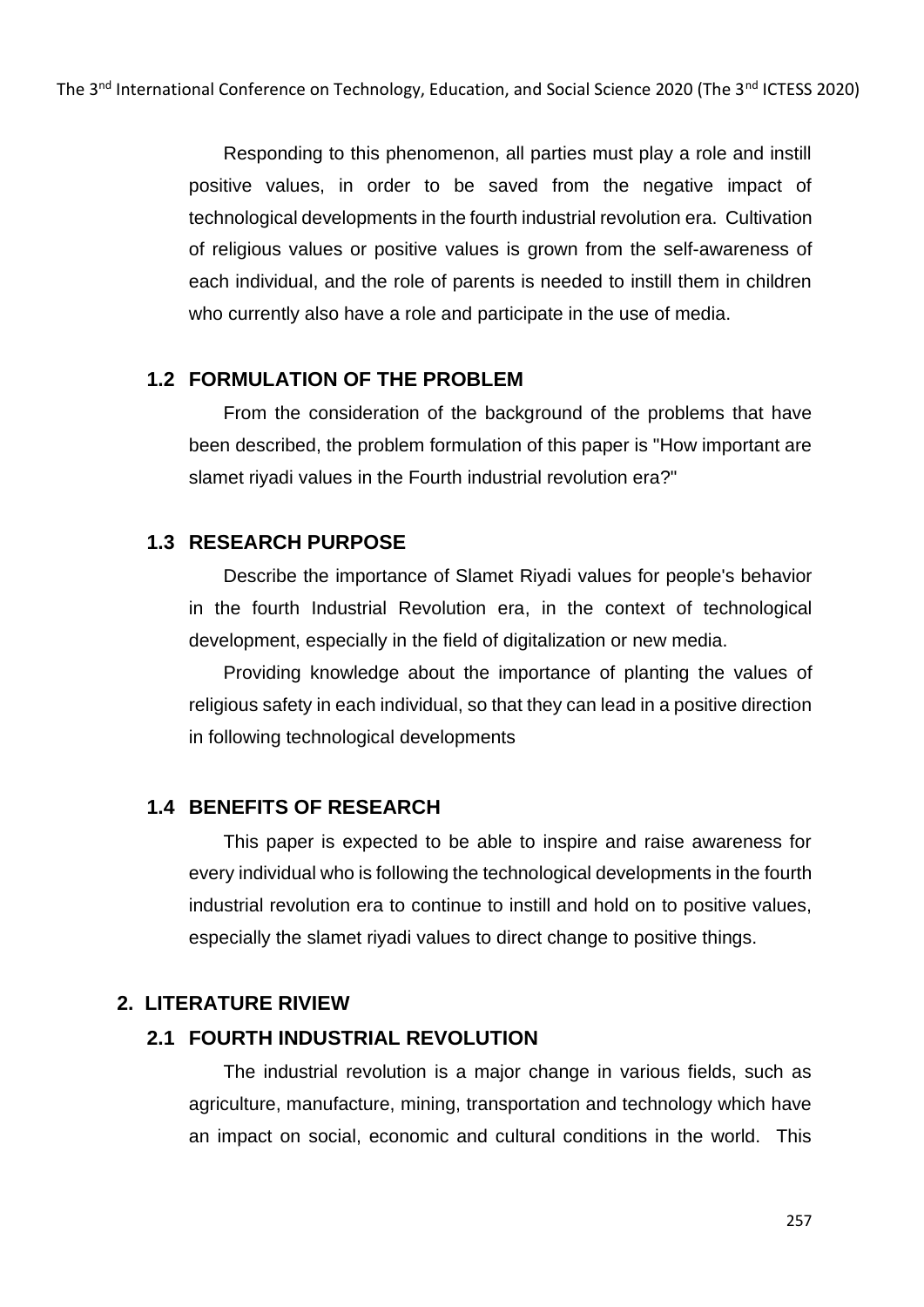Responding to this phenomenon, all parties must play a role and instill positive values, in order to be saved from the negative impact of technological developments in the fourth industrial revolution era. Cultivation of religious values or positive values is grown from the self-awareness of each individual, and the role of parents is needed to instill them in children who currently also have a role and participate in the use of media.

### 1.2 FORMULATION OF THE PROBLEM

From the consideration of the background of the problems that have been described, the problem formulation of this paper is "How important are slamet riyadi values in the Fourth industrial revolution era?"

### 1.3 RESEARCH PURPOSE

Describe the importance of Slamet Riyadi values for people's behavior in the fourth Industrial Revolution era, in the context of technological development, especially in the field of digitalization or new media.

Providing knowledge about the importance of planting the values of religious safety in each individual, so that they can lead in a positive direction in following technological developments

### 1.4 BENEFITS OF RESEARCH

This paper is expected to be able to inspire and raise awareness for every individual who is following the technological developments in the fourth industrial revolution era to continue to instill and hold on to positive values, especially the slamet riyadi values to direct change to positive things.

## 2. LITERATURE RIVIEW

### 2.1 FOURTH INDUSTRIAL REVOLUTION

The industrial revolution is a major change in various fields, such as agriculture, manufacture, mining, transportation and technology which have an impact on social, economic and cultural conditions in the world. This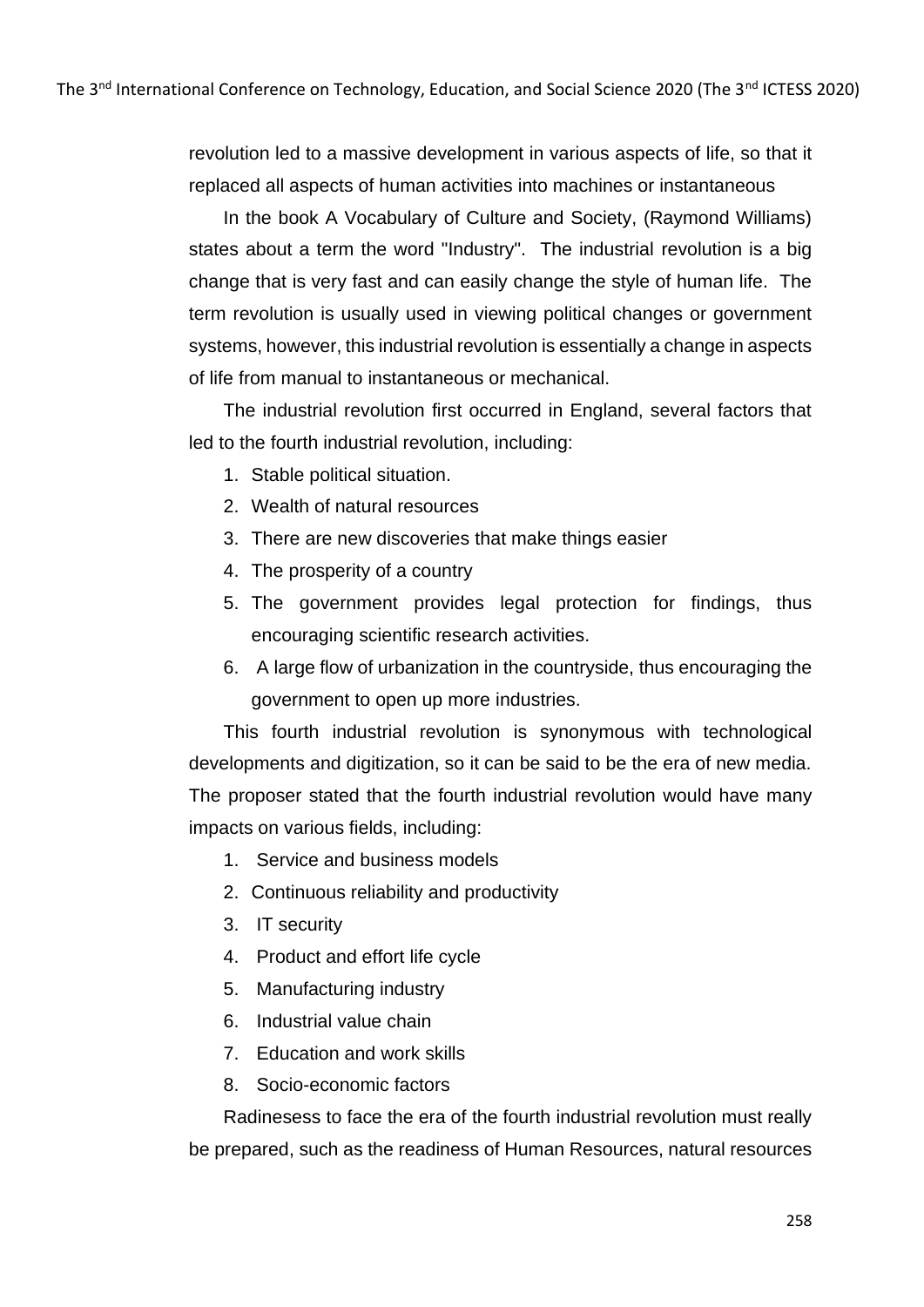revolution led to a massive development in various aspects of life, so that it replaced all aspects of human activities into machines or instantaneous

In the book A Vocabulary of Culture and Society, (Raymond Williams) states about a term the word "Industry". The industrial revolution is a big change that is very fast and can easily change the style of human life. The term revolution is usually used in viewing political changes or government systems, however, this industrial revolution is essentially a change in aspects of life from manual to instantaneous or mechanical.

The industrial revolution first occurred in England, several factors that led to the fourth industrial revolution, including:

1. Stable political situation.
2. Wealth of natural resources
3. There are new discoveries that make things easier
4. The prosperity of a country
5. The government provides legal protection for findings, thus encouraging scientific research activities.
6. A large flow of urbanization in the countryside, thus encouraging the government to open up more industries.

This fourth industrial revolution is synonymous with technological developments and digitization, so it can be said to be the era of new media. The proposer stated that the fourth industrial revolution would have many impacts on various fields, including:

1. Service and business models
2. Continuous reliability and productivity
3. IT security
4. Product and effort life cycle
5. Manufacturing industry
6. Industrial value chain
7. Education and work skills
8. Socio-economic factors

Radinesess to face the era of the fourth industrial revolution must really be prepared, such as the readiness of Human Resources, natural resources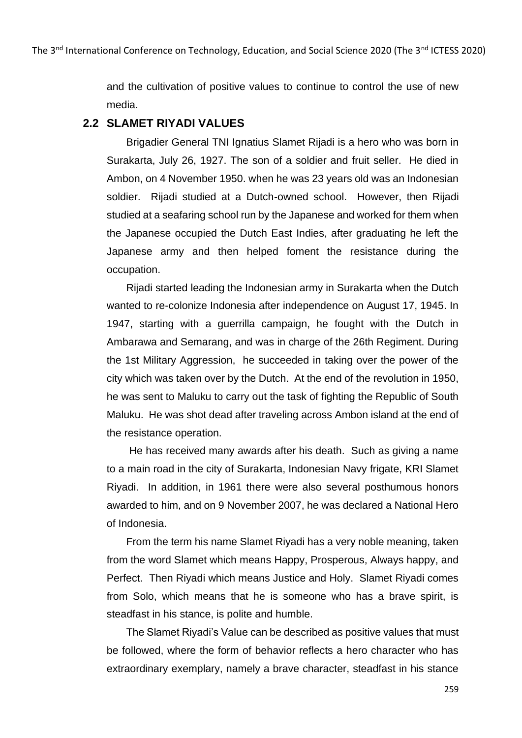and the cultivation of positive values to continue to control the use of new media.

## 2.2 SLAMET RIYADI VALUES

Brigadier General TNI Ignatius Slamet Rijadi is a hero who was born in Surakarta, July 26, 1927. The son of a soldier and fruit seller. He died in Ambon, on 4 November 1950. when he was 23 years old was an Indonesian soldier. Rijadi studied at a Dutch-owned school. However, then Rijadi studied at a seafaring school run by the Japanese and worked for them when the Japanese occupied the Dutch East Indies, after graduating he left the Japanese army and then helped foment the resistance during the occupation.

Rijadi started leading the Indonesian army in Surakarta when the Dutch wanted to re-colonize Indonesia after independence on August 17, 1945. In 1947, starting with a guerrilla campaign, he fought with the Dutch in Ambarawa and Semarang, and was in charge of the 26th Regiment. During the 1st Military Aggression, he succeeded in taking over the power of the city which was taken over by the Dutch. At the end of the revolution in 1950, he was sent to Maluku to carry out the task of fighting the Republic of South Maluku. He was shot dead after traveling across Ambon island at the end of the resistance operation.

He has received many awards after his death. Such as giving a name to a main road in the city of Surakarta, Indonesian Navy frigate, KRI Slamet Riyadi. In addition, in 1961 there were also several posthumous honors awarded to him, and on 9 November 2007, he was declared a National Hero of Indonesia.

From the term his name Slamet Riyadi has a very noble meaning, taken from the word Slamet which means Happy, Prosperous, Always happy, and Perfect. Then Riyadi which means Justice and Holy. Slamet Riyadi comes from Solo, which means that he is someone who has a brave spirit, is steadfast in his stance, is polite and humble.

The Slamet Riyadi's Value can be described as positive values that must be followed, where the form of behavior reflects a hero character who has extraordinary exemplary, namely a brave character, steadfast in his stance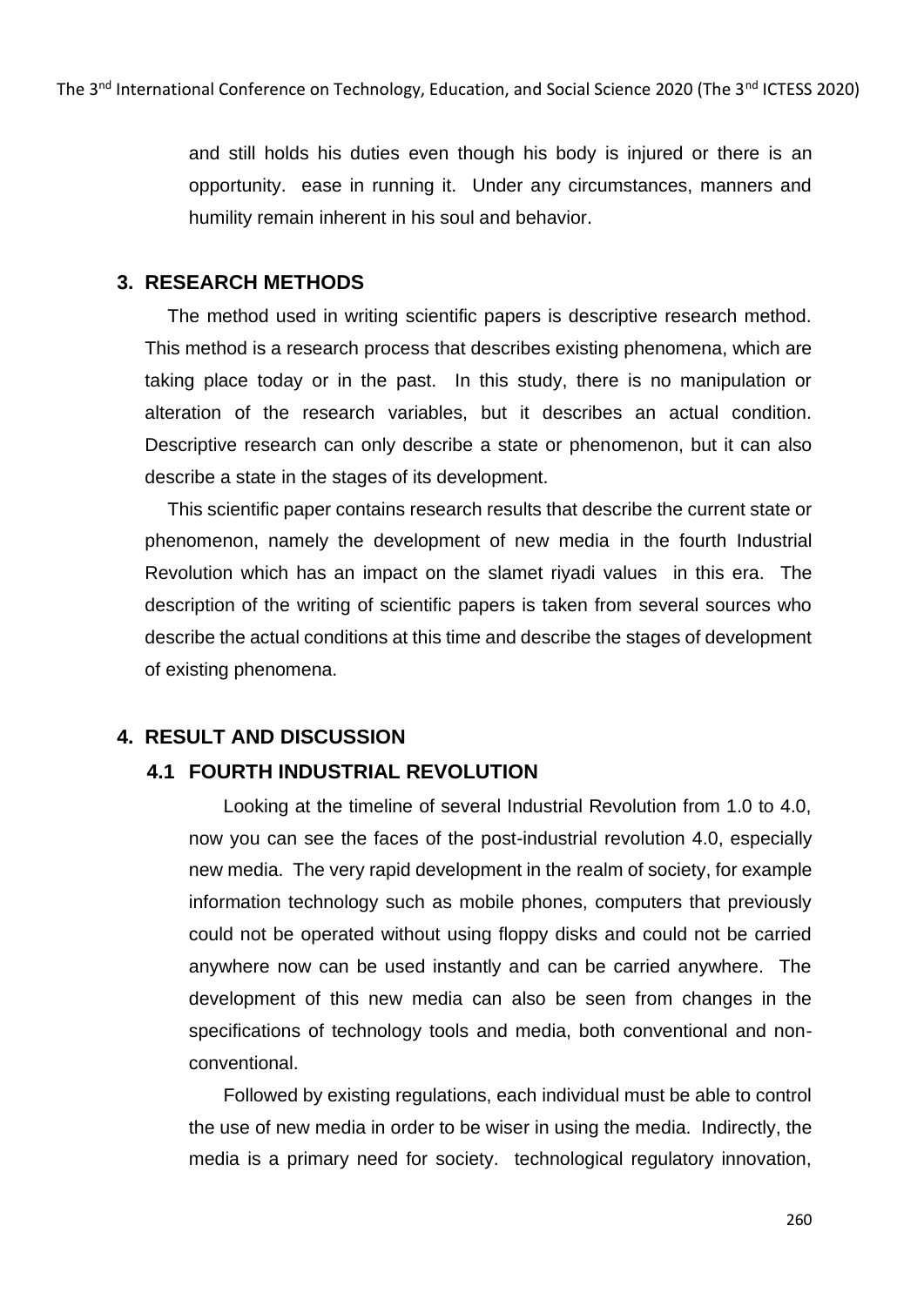and still holds his duties even though his body is injured or there is an opportunity. ease in running it. Under any circumstances, manners and humility remain inherent in his soul and behavior.

## 3. RESEARCH METHODS

The method used in writing scientific papers is descriptive research method. This method is a research process that describes existing phenomena, which are taking place today or in the past. In this study, there is no manipulation or alteration of the research variables, but it describes an actual condition. Descriptive research can only describe a state or phenomenon, but it can also describe a state in the stages of its development.

This scientific paper contains research results that describe the current state or phenomenon, namely the development of new media in the fourth Industrial Revolution which has an impact on the slamet riyadi values in this era. The description of the writing of scientific papers is taken from several sources who describe the actual conditions at this time and describe the stages of development of existing phenomena.

## 4. RESULT AND DISCUSSION

### 4.1 FOURTH INDUSTRIAL REVOLUTION

Looking at the timeline of several Industrial Revolution from 1.0 to 4.0, now you can see the faces of the post-industrial revolution 4.0, especially new media. The very rapid development in the realm of society, for example information technology such as mobile phones, computers that previously could not be operated without using floppy disks and could not be carried anywhere now can be used instantly and can be carried anywhere. The development of this new media can also be seen from changes in the specifications of technology tools and media, both conventional and non-conventional.

Followed by existing regulations, each individual must be able to control the use of new media in order to be wiser in using the media. Indirectly, the media is a primary need for society. technological regulatory innovation,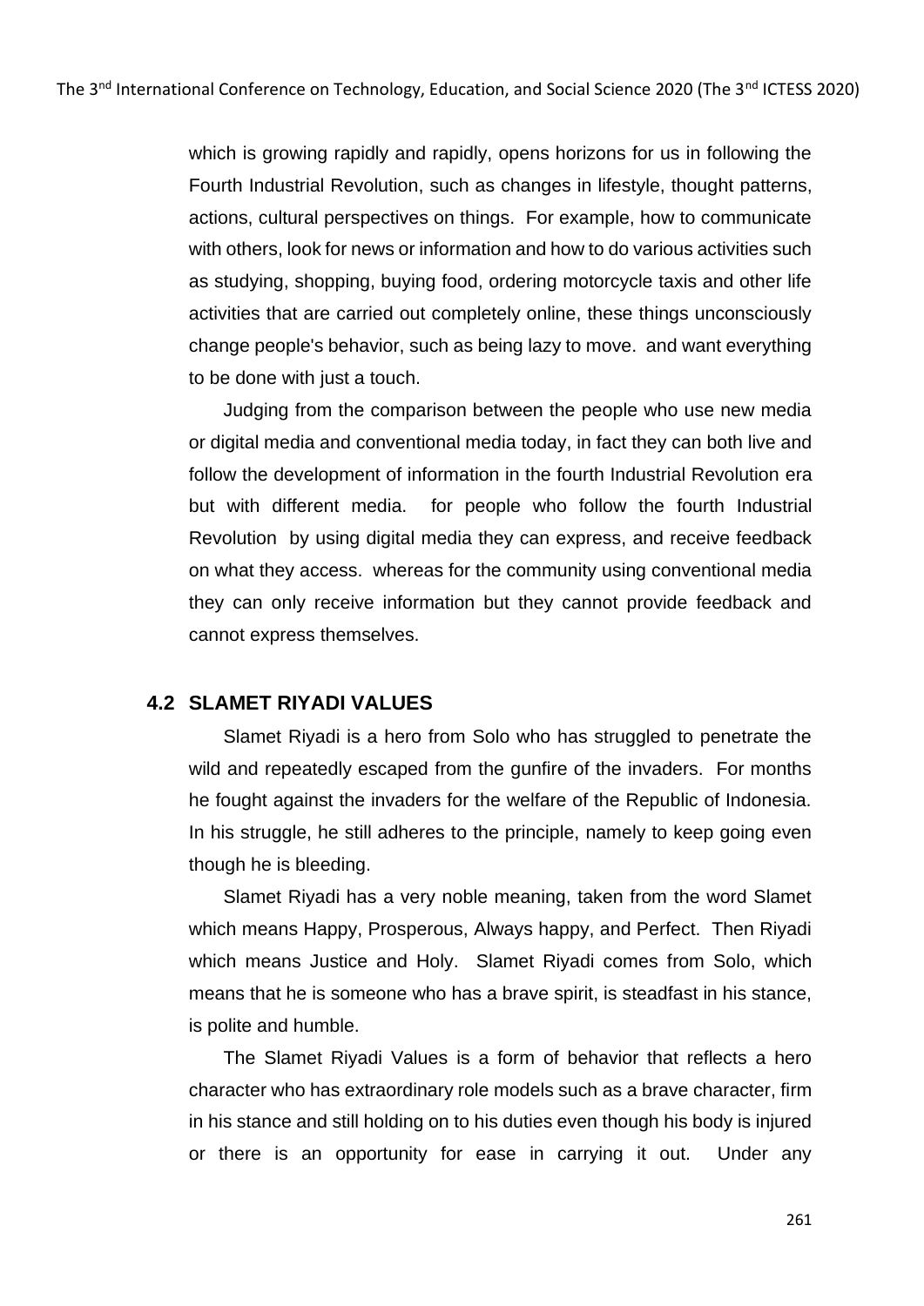which is growing rapidly and rapidly, opens horizons for us in following the Fourth Industrial Revolution, such as changes in lifestyle, thought patterns, actions, cultural perspectives on things. For example, how to communicate with others, look for news or information and how to do various activities such as studying, shopping, buying food, ordering motorcycle taxis and other life activities that are carried out completely online, these things unconsciously change people's behavior, such as being lazy to move. and want everything to be done with just a touch.

Judging from the comparison between the people who use new media or digital media and conventional media today, in fact they can both live and follow the development of information in the fourth Industrial Revolution era but with different media. for people who follow the fourth Industrial Revolution by using digital media they can express, and receive feedback on what they access. whereas for the community using conventional media they can only receive information but they cannot provide feedback and cannot express themselves.

## 4.2 SLAMET RIYADI VALUES

Slamet Riyadi is a hero from Solo who has struggled to penetrate the wild and repeatedly escaped from the gunfire of the invaders. For months he fought against the invaders for the welfare of the Republic of Indonesia. In his struggle, he still adheres to the principle, namely to keep going even though he is bleeding.

Slamet Riyadi has a very noble meaning, taken from the word Slamet which means Happy, Prosperous, Always happy, and Perfect. Then Riyadi which means Justice and Holy. Slamet Riyadi comes from Solo, which means that he is someone who has a brave spirit, is steadfast in his stance, is polite and humble.

The Slamet Riyadi Values is a form of behavior that reflects a hero character who has extraordinary role models such as a brave character, firm in his stance and still holding on to his duties even though his body is injured or there is an opportunity for ease in carrying it out. Under any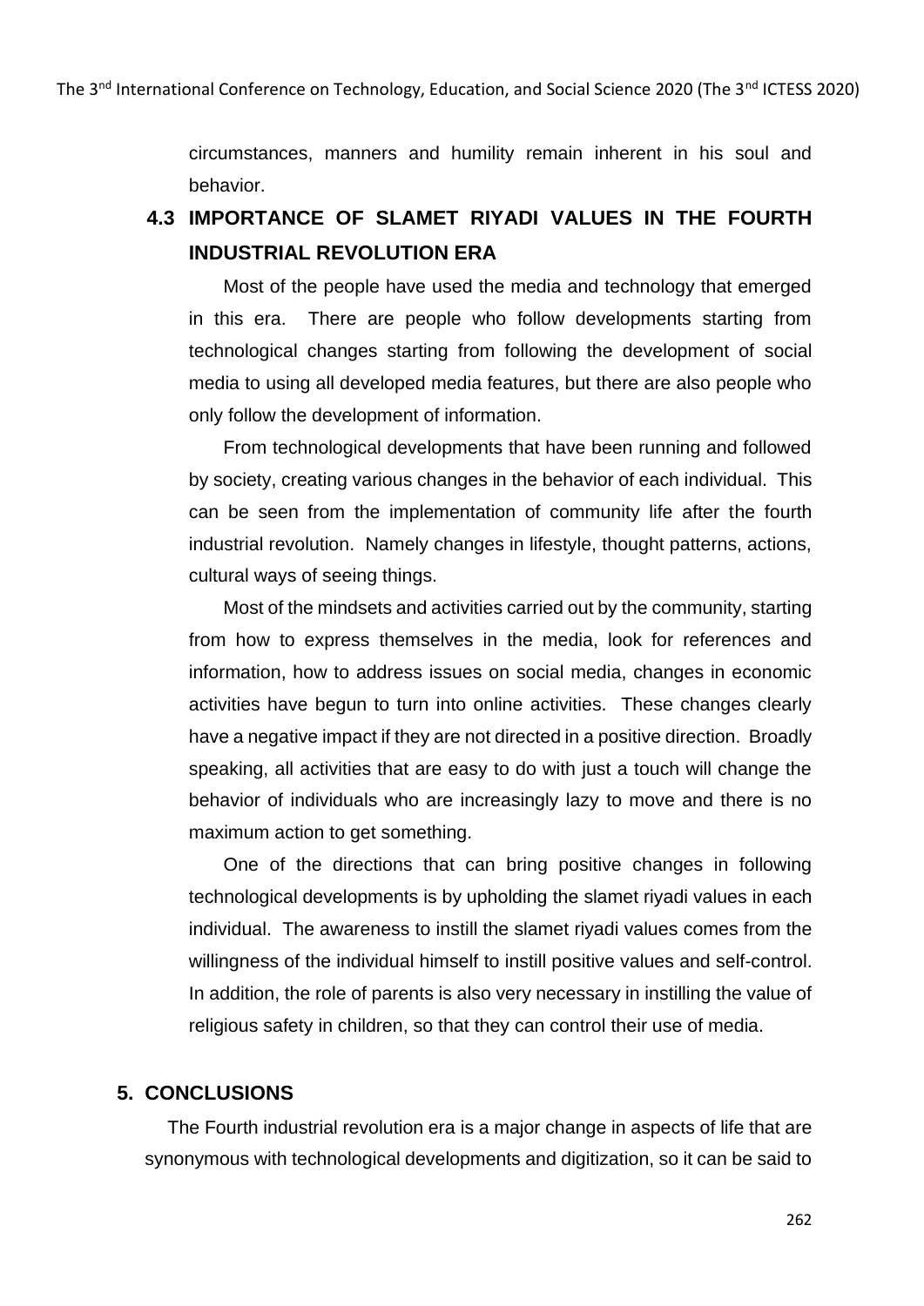circumstances, manners and humility remain inherent in his soul and behavior.

### 4.3 IMPORTANCE OF SLAMET RIYADI VALUES IN THE FOURTH INDUSTRIAL REVOLUTION ERA

Most of the people have used the media and technology that emerged in this era. There are people who follow developments starting from technological changes starting from following the development of social media to using all developed media features, but there are also people who only follow the development of information.

From technological developments that have been running and followed by society, creating various changes in the behavior of each individual. This can be seen from the implementation of community life after the fourth industrial revolution. Namely changes in lifestyle, thought patterns, actions, cultural ways of seeing things.

Most of the mindsets and activities carried out by the community, starting from how to express themselves in the media, look for references and information, how to address issues on social media, changes in economic activities have begun to turn into online activities. These changes clearly have a negative impact if they are not directed in a positive direction. Broadly speaking, all activities that are easy to do with just a touch will change the behavior of individuals who are increasingly lazy to move and there is no maximum action to get something.

One of the directions that can bring positive changes in following technological developments is by upholding the slamet riyadi values in each individual. The awareness to instill the slamet riyadi values comes from the willingness of the individual himself to instill positive values and self-control. In addition, the role of parents is also very necessary in instilling the value of religious safety in children, so that they can control their use of media.

## 5. CONCLUSIONS

The Fourth industrial revolution era is a major change in aspects of life that are synonymous with technological developments and digitization, so it can be said to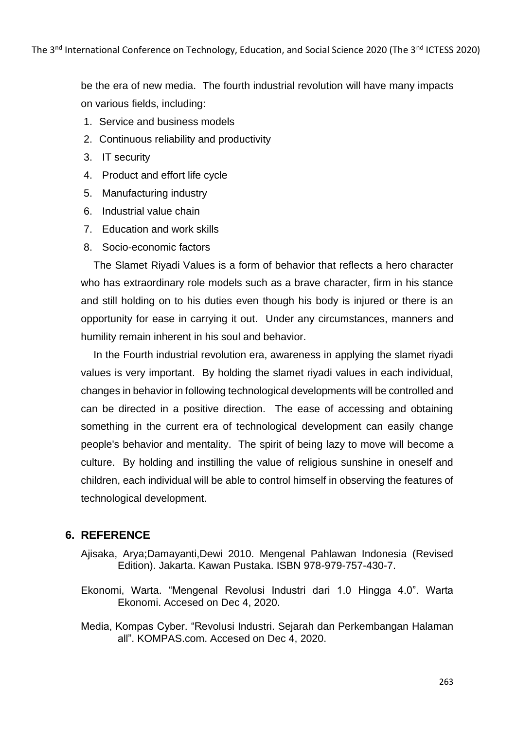be the era of new media. The fourth industrial revolution will have many impacts on various fields, including:

1. Service and business models
2. Continuous reliability and productivity
3. IT security
4. Product and effort life cycle
5. Manufacturing industry
6. Industrial value chain
7. Education and work skills
8. Socio-economic factors

The Slamet Riyadi Values is a form of behavior that reflects a hero character who has extraordinary role models such as a brave character, firm in his stance and still holding on to his duties even though his body is injured or there is an opportunity for ease in carrying it out. Under any circumstances, manners and humility remain inherent in his soul and behavior.

In the Fourth industrial revolution era, awareness in applying the slamet riyadi values is very important. By holding the slamet riyadi values in each individual, changes in behavior in following technological developments will be controlled and can be directed in a positive direction. The ease of accessing and obtaining something in the current era of technological development can easily change people's behavior and mentality. The spirit of being lazy to move will become a culture. By holding and instilling the value of religious sunshine in oneself and children, each individual will be able to control himself in observing the features of technological development.

## 6. REFERENCE

Ajisaka, Arya;Damayanti,Dewi 2010. Mengenal Pahlawan Indonesia (Revised Edition). Jakarta. Kawan Pustaka. ISBN 978-979-757-430-7.

Ekonomi, Warta. "Mengenal Revolusi Industri dari 1.0 Hingga 4.0". Warta Ekonomi. Accesed on Dec 4, 2020.

Media, Kompas Cyber. "Revolusi Industri. Sejarah dan Perkembangan Halaman all". KOMPAS.com. Accesed on Dec 4, 2020.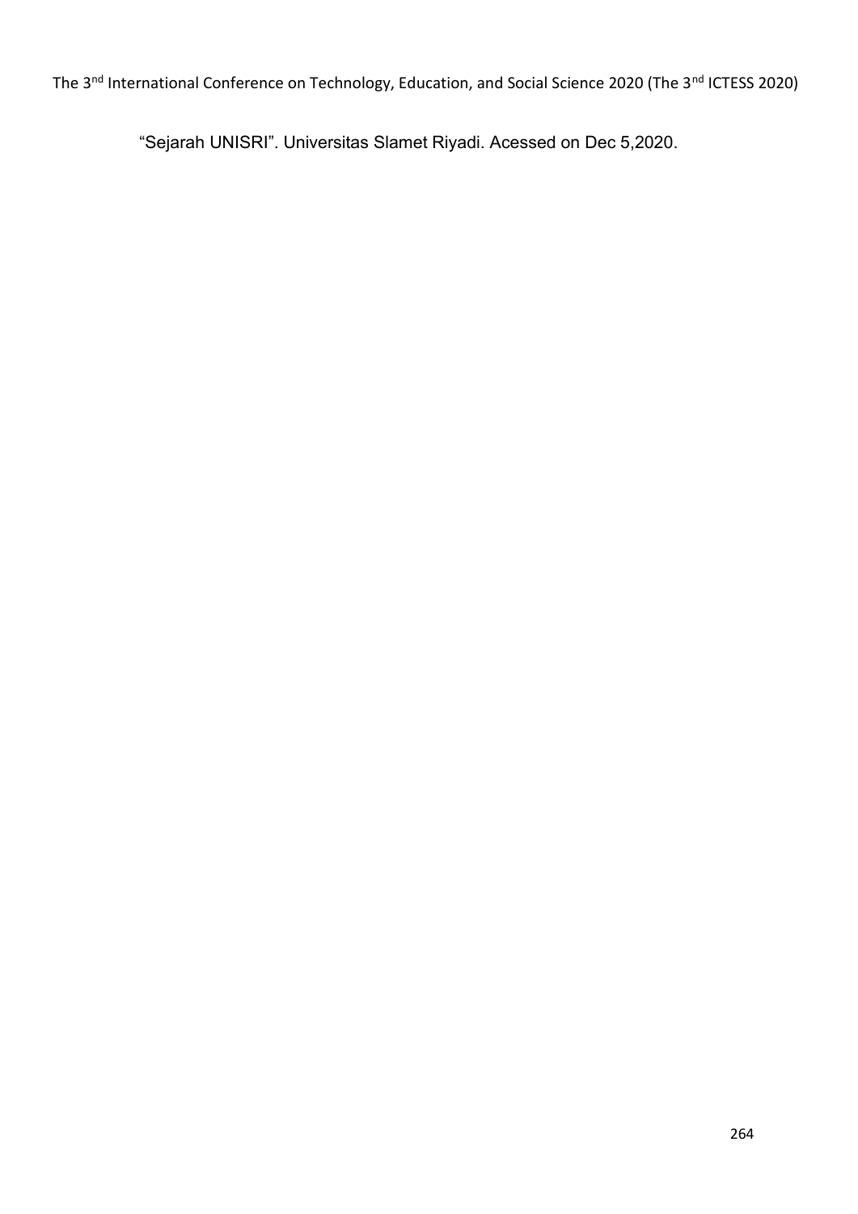"Sejarah UNISRI". Universitas Slamet Riyadi. Acessed on Dec 5,2020.